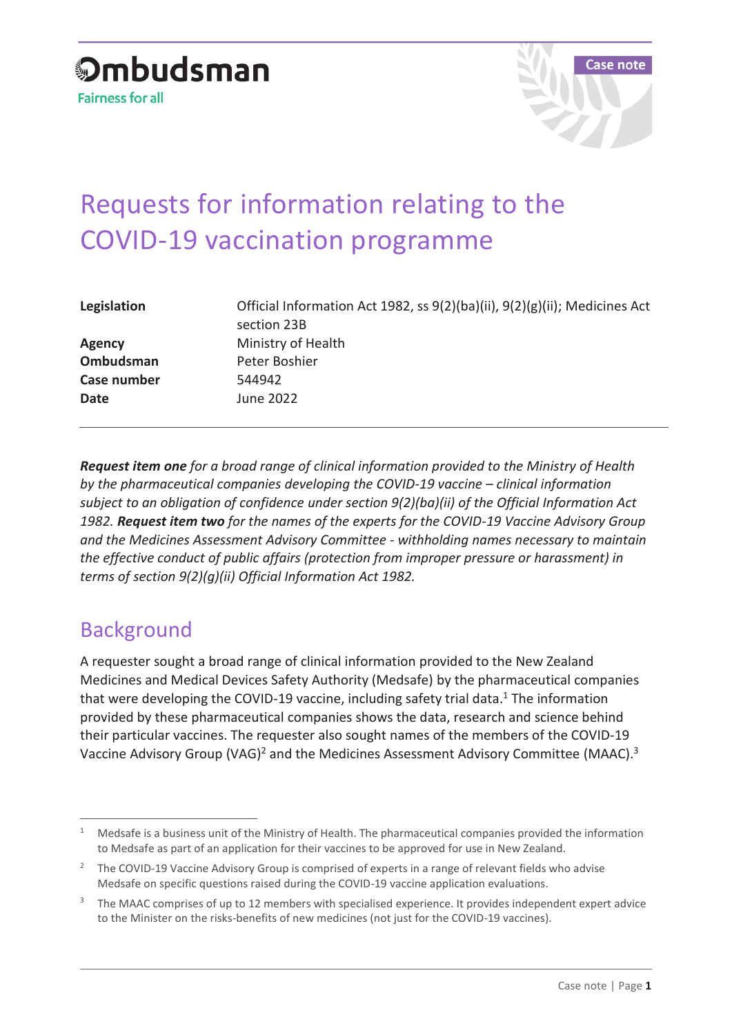Ombudsman

Fairness for all

Case note

# Requests for information relating to the COVID-19 vaccination programme

| | |
|---|---|
| **Legislation** | Official Information Act 1982, ss 9(2)(ba)(ii), 9(2)(g)(ii); Medicines Act section 23B |
| **Agency** | Ministry of Health |
| **Ombudsman** | Peter Boshier |
| **Case number** | 544942 |
| **Date** | June 2022 |

***Request item one** for a broad range of clinical information provided to the Ministry of Health by the pharmaceutical companies developing the COVID-19 vaccine – clinical information subject to an obligation of confidence under section 9(2)(ba)(ii) of the Official Information Act 1982. **Request item two** for the names of the experts for the COVID-19 Vaccine Advisory Group and the Medicines Assessment Advisory Committee - withholding names necessary to maintain the effective conduct of public affairs (protection from improper pressure or harassment) in terms of section 9(2)(g)(ii) Official Information Act 1982.*

## Background

A requester sought a broad range of clinical information provided to the New Zealand Medicines and Medical Devices Safety Authority (Medsafe) by the pharmaceutical companies that were developing the COVID-19 vaccine, including safety trial data.[1] The information provided by these pharmaceutical companies shows the data, research and science behind their particular vaccines. The requester also sought names of the members of the COVID-19 Vaccine Advisory Group (VAG)[2] and the Medicines Assessment Advisory Committee (MAAC).[3]

[1] Medsafe is a business unit of the Ministry of Health. The pharmaceutical companies provided the information to Medsafe as part of an application for their vaccines to be approved for use in New Zealand.

[2] The COVID-19 Vaccine Advisory Group is comprised of experts in a range of relevant fields who advise Medsafe on specific questions raised during the COVID-19 vaccine application evaluations.

[3] The MAAC comprises of up to 12 members with specialised experience. It provides independent expert advice to the Minister on the risks-benefits of new medicines (not just for the COVID-19 vaccines).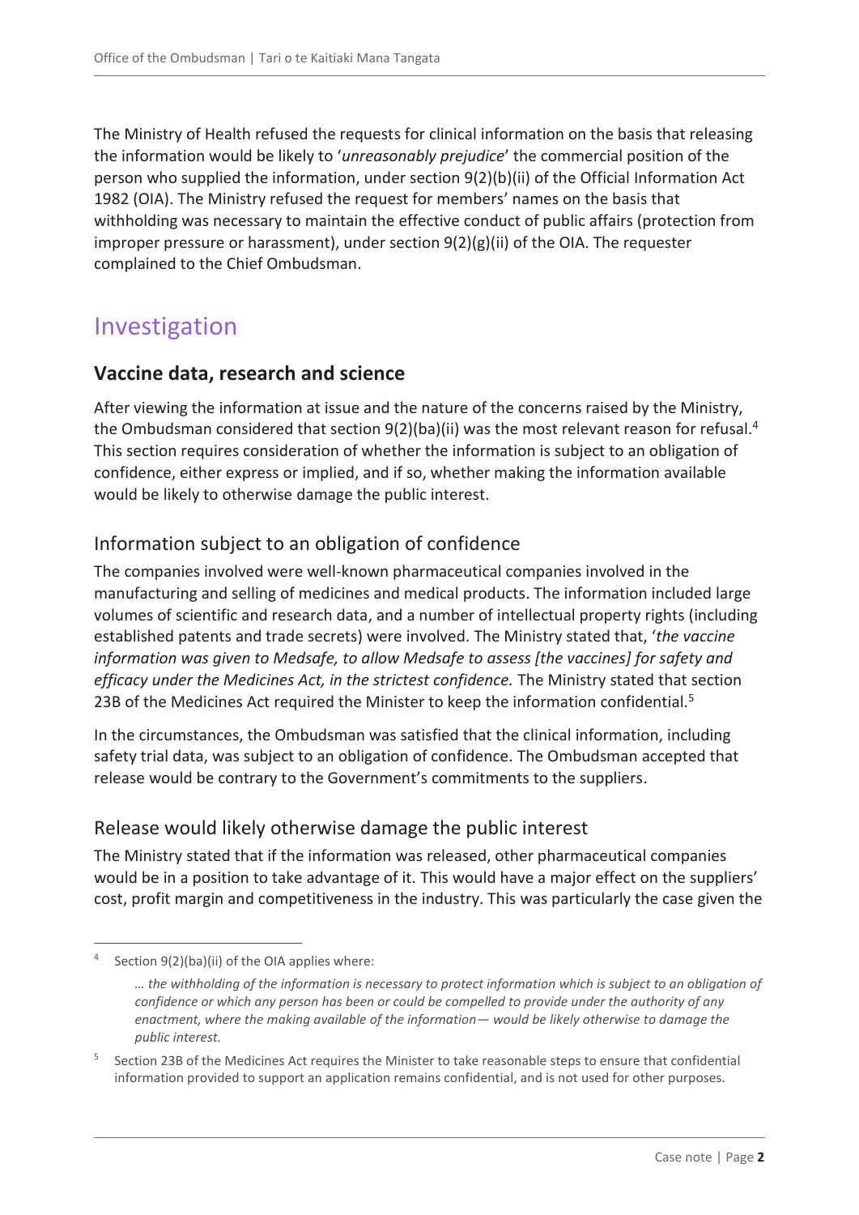The Ministry of Health refused the requests for clinical information on the basis that releasing the information would be likely to '*unreasonably prejudice*' the commercial position of the person who supplied the information, under section 9(2)(b)(ii) of the Official Information Act 1982 (OIA). The Ministry refused the request for members' names on the basis that withholding was necessary to maintain the effective conduct of public affairs (protection from improper pressure or harassment), under section 9(2)(g)(ii) of the OIA. The requester complained to the Chief Ombudsman.

# Investigation

## Vaccine data, research and science

After viewing the information at issue and the nature of the concerns raised by the Ministry, the Ombudsman considered that section 9(2)(ba)(ii) was the most relevant reason for refusal.[4] This section requires consideration of whether the information is subject to an obligation of confidence, either express or implied, and if so, whether making the information available would be likely to otherwise damage the public interest.

### Information subject to an obligation of confidence

The companies involved were well-known pharmaceutical companies involved in the manufacturing and selling of medicines and medical products. The information included large volumes of scientific and research data, and a number of intellectual property rights (including established patents and trade secrets) were involved. The Ministry stated that, '*the vaccine information was given to Medsafe, to allow Medsafe to assess [the vaccines] for safety and efficacy under the Medicines Act, in the strictest confidence.* The Ministry stated that section 23B of the Medicines Act required the Minister to keep the information confidential.[5]

In the circumstances, the Ombudsman was satisfied that the clinical information, including safety trial data, was subject to an obligation of confidence. The Ombudsman accepted that release would be contrary to the Government's commitments to the suppliers.

### Release would likely otherwise damage the public interest

The Ministry stated that if the information was released, other pharmaceutical companies would be in a position to take advantage of it. This would have a major effect on the suppliers' cost, profit margin and competitiveness in the industry. This was particularly the case given the

---

[4] Section 9(2)(ba)(ii) of the OIA applies where:

> *… the withholding of the information is necessary to protect information which is subject to an obligation of confidence or which any person has been or could be compelled to provide under the authority of any enactment, where the making available of the information— would be likely otherwise to damage the public interest.*

[5] Section 23B of the Medicines Act requires the Minister to take reasonable steps to ensure that confidential information provided to support an application remains confidential, and is not used for other purposes.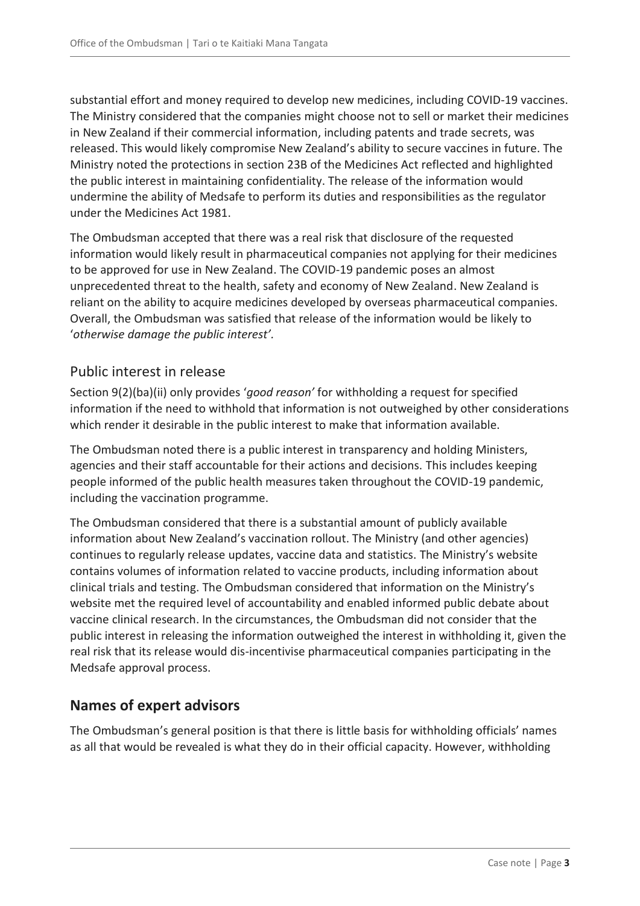substantial effort and money required to develop new medicines, including COVID-19 vaccines. The Ministry considered that the companies might choose not to sell or market their medicines in New Zealand if their commercial information, including patents and trade secrets, was released. This would likely compromise New Zealand's ability to secure vaccines in future. The Ministry noted the protections in section 23B of the Medicines Act reflected and highlighted the public interest in maintaining confidentiality. The release of the information would undermine the ability of Medsafe to perform its duties and responsibilities as the regulator under the Medicines Act 1981.

The Ombudsman accepted that there was a real risk that disclosure of the requested information would likely result in pharmaceutical companies not applying for their medicines to be approved for use in New Zealand. The COVID-19 pandemic poses an almost unprecedented threat to the health, safety and economy of New Zealand. New Zealand is reliant on the ability to acquire medicines developed by overseas pharmaceutical companies. Overall, the Ombudsman was satisfied that release of the information would be likely to '*otherwise damage the public interest'*.

## Public interest in release

Section 9(2)(ba)(ii) only provides '*good reason'* for withholding a request for specified information if the need to withhold that information is not outweighed by other considerations which render it desirable in the public interest to make that information available.

The Ombudsman noted there is a public interest in transparency and holding Ministers, agencies and their staff accountable for their actions and decisions. This includes keeping people informed of the public health measures taken throughout the COVID-19 pandemic, including the vaccination programme.

The Ombudsman considered that there is a substantial amount of publicly available information about New Zealand's vaccination rollout. The Ministry (and other agencies) continues to regularly release updates, vaccine data and statistics. The Ministry's website contains volumes of information related to vaccine products, including information about clinical trials and testing. The Ombudsman considered that information on the Ministry's website met the required level of accountability and enabled informed public debate about vaccine clinical research. In the circumstances, the Ombudsman did not consider that the public interest in releasing the information outweighed the interest in withholding it, given the real risk that its release would dis-incentivise pharmaceutical companies participating in the Medsafe approval process.

## **Names of expert advisors**

The Ombudsman's general position is that there is little basis for withholding officials' names as all that would be revealed is what they do in their official capacity. However, withholding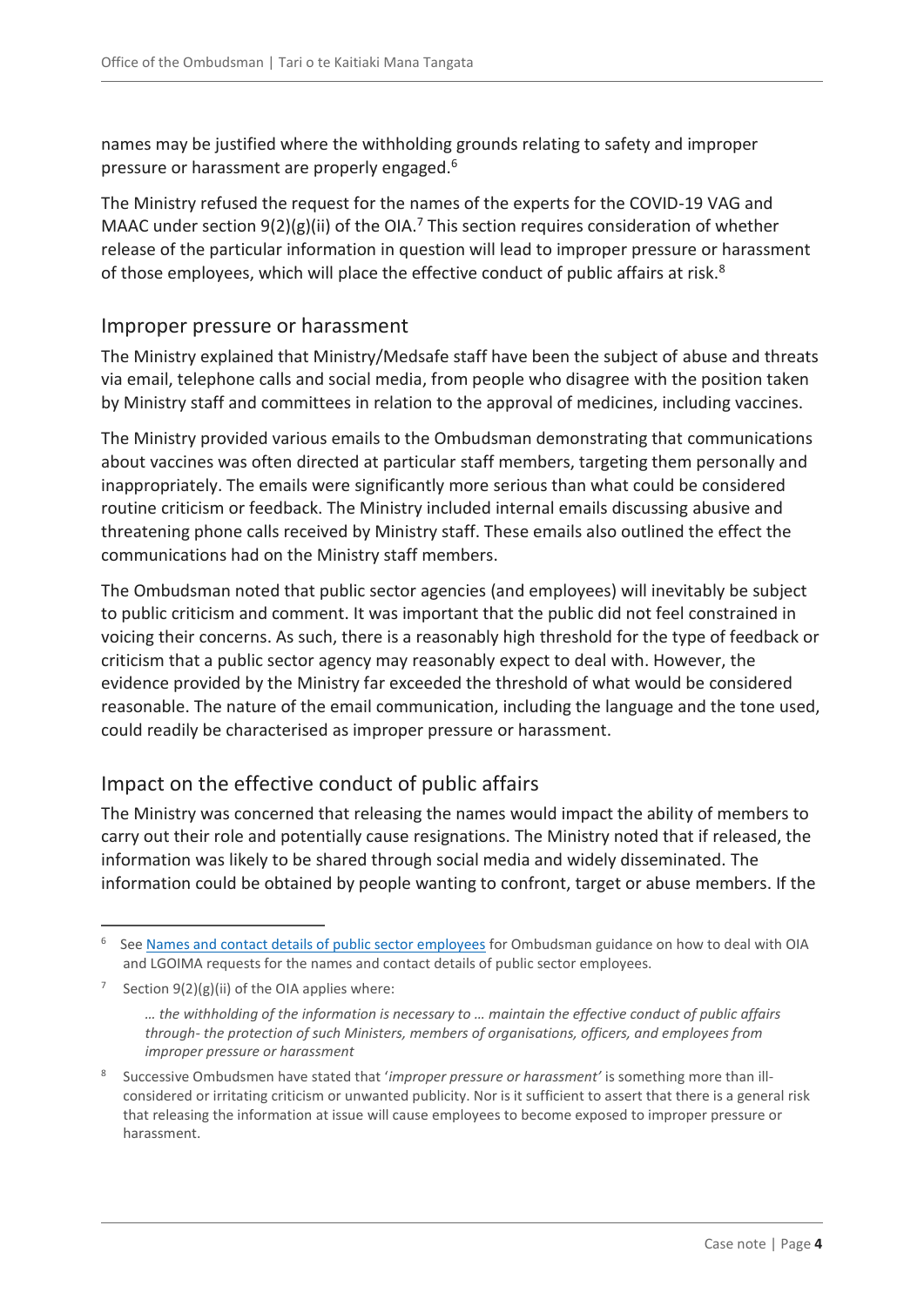names may be justified where the withholding grounds relating to safety and improper pressure or harassment are properly engaged.[6]

The Ministry refused the request for the names of the experts for the COVID-19 VAG and MAAC under section 9(2)(g)(ii) of the OIA.[7] This section requires consideration of whether release of the particular information in question will lead to improper pressure or harassment of those employees, which will place the effective conduct of public affairs at risk.[8]

## Improper pressure or harassment

The Ministry explained that Ministry/Medsafe staff have been the subject of abuse and threats via email, telephone calls and social media, from people who disagree with the position taken by Ministry staff and committees in relation to the approval of medicines, including vaccines.

The Ministry provided various emails to the Ombudsman demonstrating that communications about vaccines was often directed at particular staff members, targeting them personally and inappropriately. The emails were significantly more serious than what could be considered routine criticism or feedback. The Ministry included internal emails discussing abusive and threatening phone calls received by Ministry staff. These emails also outlined the effect the communications had on the Ministry staff members.

The Ombudsman noted that public sector agencies (and employees) will inevitably be subject to public criticism and comment. It was important that the public did not feel constrained in voicing their concerns. As such, there is a reasonably high threshold for the type of feedback or criticism that a public sector agency may reasonably expect to deal with. However, the evidence provided by the Ministry far exceeded the threshold of what would be considered reasonable. The nature of the email communication, including the language and the tone used, could readily be characterised as improper pressure or harassment.

## Impact on the effective conduct of public affairs

The Ministry was concerned that releasing the names would impact the ability of members to carry out their role and potentially cause resignations. The Ministry noted that if released, the information was likely to be shared through social media and widely disseminated. The information could be obtained by people wanting to confront, target or abuse members. If the

---

[6] See Names and contact details of public sector employees for Ombudsman guidance on how to deal with OIA and LGOIMA requests for the names and contact details of public sector employees.

[7] Section 9(2)(g)(ii) of the OIA applies where:

> *… the withholding of the information is necessary to … maintain the effective conduct of public affairs through- the protection of such Ministers, members of organisations, officers, and employees from improper pressure or harassment*

[8] Successive Ombudsmen have stated that '*improper pressure or harassment'* is something more than ill-considered or irritating criticism or unwanted publicity. Nor is it sufficient to assert that there is a general risk that releasing the information at issue will cause employees to become exposed to improper pressure or harassment.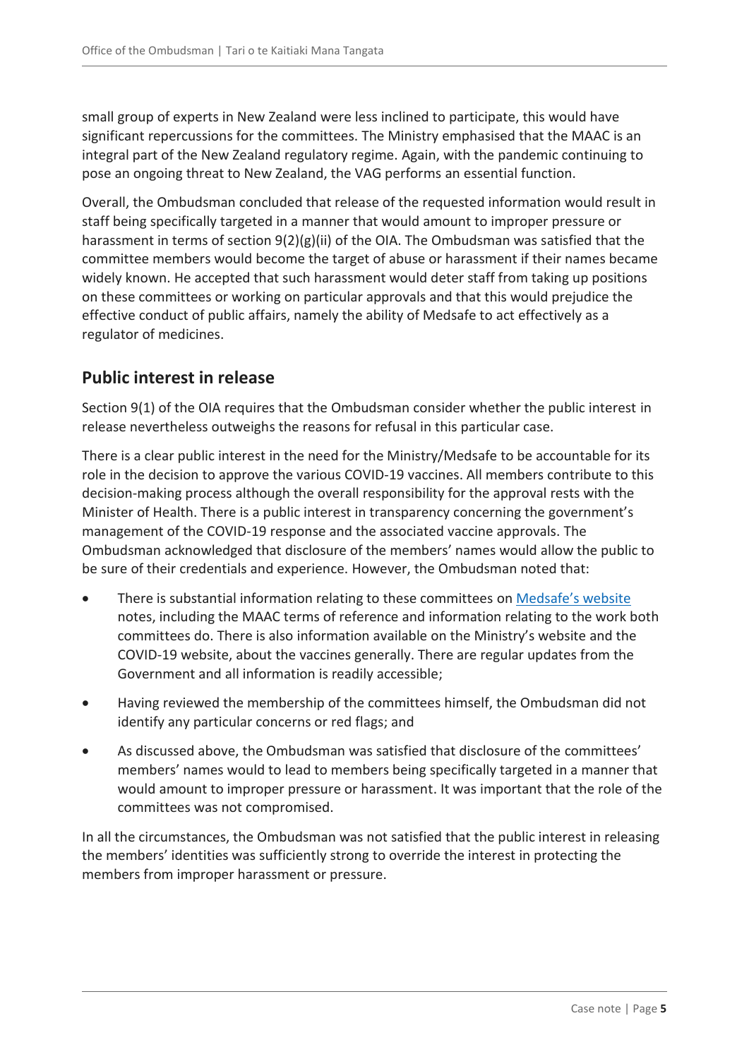small group of experts in New Zealand were less inclined to participate, this would have significant repercussions for the committees. The Ministry emphasised that the MAAC is an integral part of the New Zealand regulatory regime. Again, with the pandemic continuing to pose an ongoing threat to New Zealand, the VAG performs an essential function.

Overall, the Ombudsman concluded that release of the requested information would result in staff being specifically targeted in a manner that would amount to improper pressure or harassment in terms of section 9(2)(g)(ii) of the OIA. The Ombudsman was satisfied that the committee members would become the target of abuse or harassment if their names became widely known. He accepted that such harassment would deter staff from taking up positions on these committees or working on particular approvals and that this would prejudice the effective conduct of public affairs, namely the ability of Medsafe to act effectively as a regulator of medicines.

## Public interest in release

Section 9(1) of the OIA requires that the Ombudsman consider whether the public interest in release nevertheless outweighs the reasons for refusal in this particular case.

There is a clear public interest in the need for the Ministry/Medsafe to be accountable for its role in the decision to approve the various COVID-19 vaccines. All members contribute to this decision-making process although the overall responsibility for the approval rests with the Minister of Health. There is a public interest in transparency concerning the government's management of the COVID-19 response and the associated vaccine approvals. The Ombudsman acknowledged that disclosure of the members' names would allow the public to be sure of their credentials and experience. However, the Ombudsman noted that:

- There is substantial information relating to these committees on Medsafe's website notes, including the MAAC terms of reference and information relating to the work both committees do. There is also information available on the Ministry's website and the COVID-19 website, about the vaccines generally. There are regular updates from the Government and all information is readily accessible;
- Having reviewed the membership of the committees himself, the Ombudsman did not identify any particular concerns or red flags; and
- As discussed above, the Ombudsman was satisfied that disclosure of the committees' members' names would to lead to members being specifically targeted in a manner that would amount to improper pressure or harassment. It was important that the role of the committees was not compromised.

In all the circumstances, the Ombudsman was not satisfied that the public interest in releasing the members' identities was sufficiently strong to override the interest in protecting the members from improper harassment or pressure.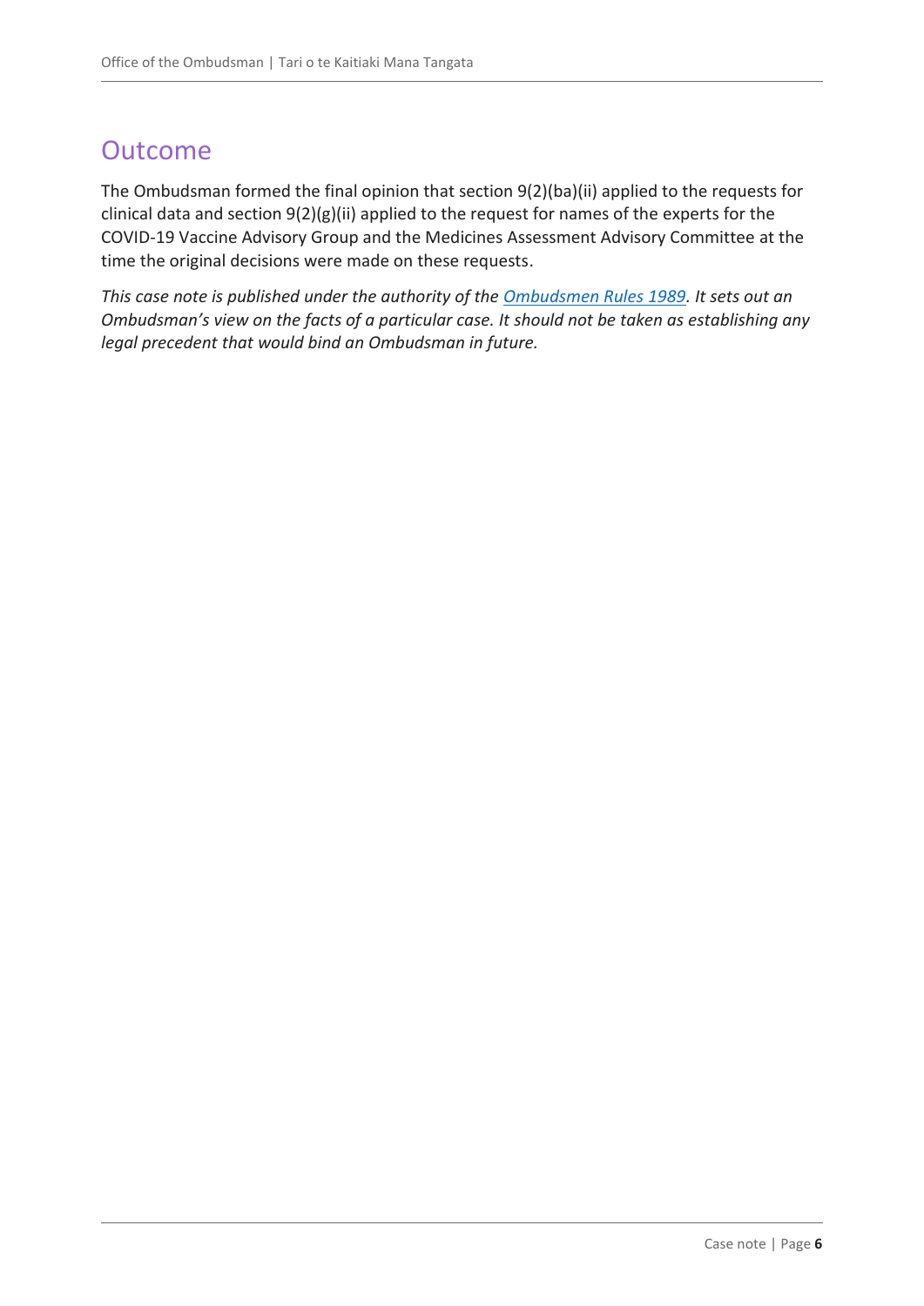## Outcome

The Ombudsman formed the final opinion that section 9(2)(ba)(ii) applied to the requests for clinical data and section 9(2)(g)(ii) applied to the request for names of the experts for the COVID-19 Vaccine Advisory Group and the Medicines Assessment Advisory Committee at the time the original decisions were made on these requests.

*This case note is published under the authority of the [Ombudsmen Rules 1989](). It sets out an Ombudsman's view on the facts of a particular case. It should not be taken as establishing any legal precedent that would bind an Ombudsman in future.*